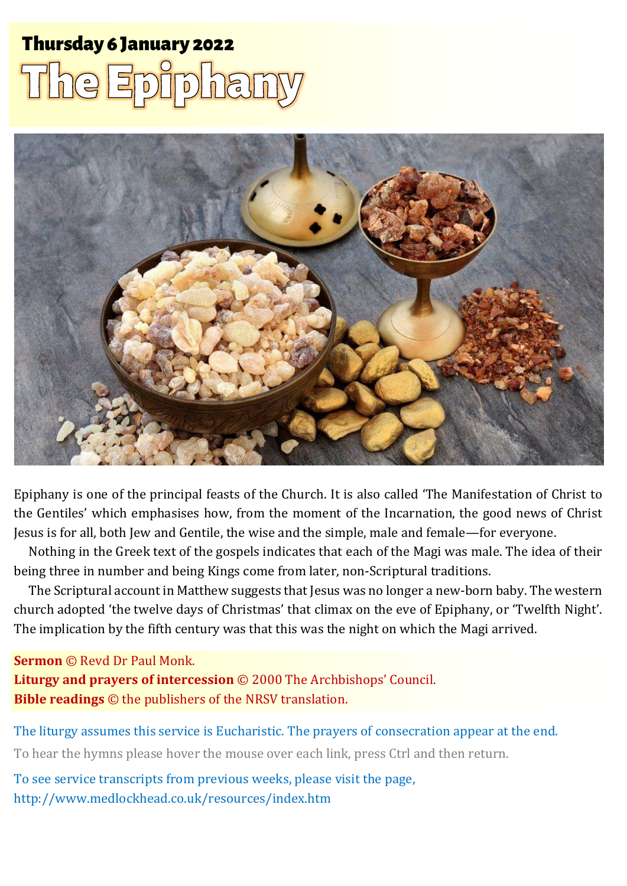**Thursday 6 January 2022**

# The Epiphany

Epiphany is one of the principal feasts of the Church. It is also called 'The Manifestation of Christ to the Gentiles' which emphasises how, from the moment of the Incarnation, the good news of Christ Jesus is for all, both Jew and Gentile, the wise and the simple, male and female—for everyone.

Nothing in the Greek text of the gospels indicates that each of the Magi was male. The idea of their being three in number and being Kings come from later, non-Scriptural traditions.

The Scriptural account in Matthew suggests that Jesus was no longer a new-born baby. The western church adopted 'the twelve days of Christmas' that climax on the eve of Epiphany, or 'Twelfth Night'. The implication by the fifth century was that this was the night on which the Magi arrived.

**Sermon** © Revd Dr Paul Monk.
**Liturgy and prayers of intercession** © 2000 The Archbishops' Council.
**Bible readings** © the publishers of the NRSV translation.

The liturgy assumes this service is Eucharistic. The prayers of consecration appear at the end.

To hear the hymns please hover the mouse over each link, press Ctrl and then return.

To see service transcripts from previous weeks, please visit the page,
http://www.medlockhead.co.uk/resources/index.htm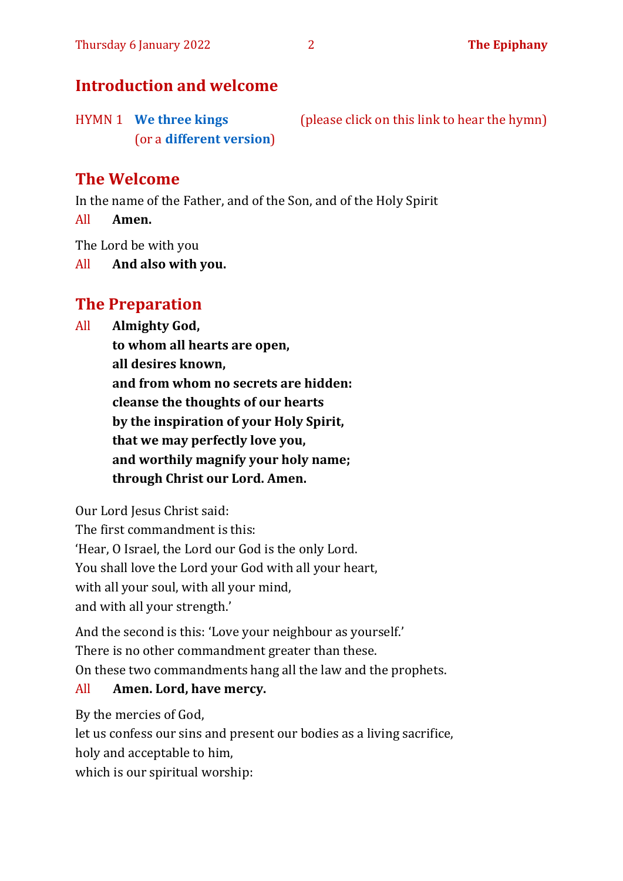## Introduction and welcome

HYMN 1 **We three kings** (please click on this link to hear the hymn)
(or a **different version**)

## The Welcome

In the name of the Father, and of the Son, and of the Holy Spirit

All **Amen.**

The Lord be with you

All **And also with you.**

## The Preparation

All **Almighty God,**
**to whom all hearts are open,**
**all desires known,**
**and from whom no secrets are hidden:**
**cleanse the thoughts of our hearts**
**by the inspiration of your Holy Spirit,**
**that we may perfectly love you,**
**and worthily magnify your holy name;**
**through Christ our Lord. Amen.**

Our Lord Jesus Christ said:
The first commandment is this:
'Hear, O Israel, the Lord our God is the only Lord.
You shall love the Lord your God with all your heart,
with all your soul, with all your mind,
and with all your strength.'

And the second is this: 'Love your neighbour as yourself.'
There is no other commandment greater than these.
On these two commandments hang all the law and the prophets.

All **Amen. Lord, have mercy.**

By the mercies of God,
let us confess our sins and present our bodies as a living sacrifice,
holy and acceptable to him,
which is our spiritual worship: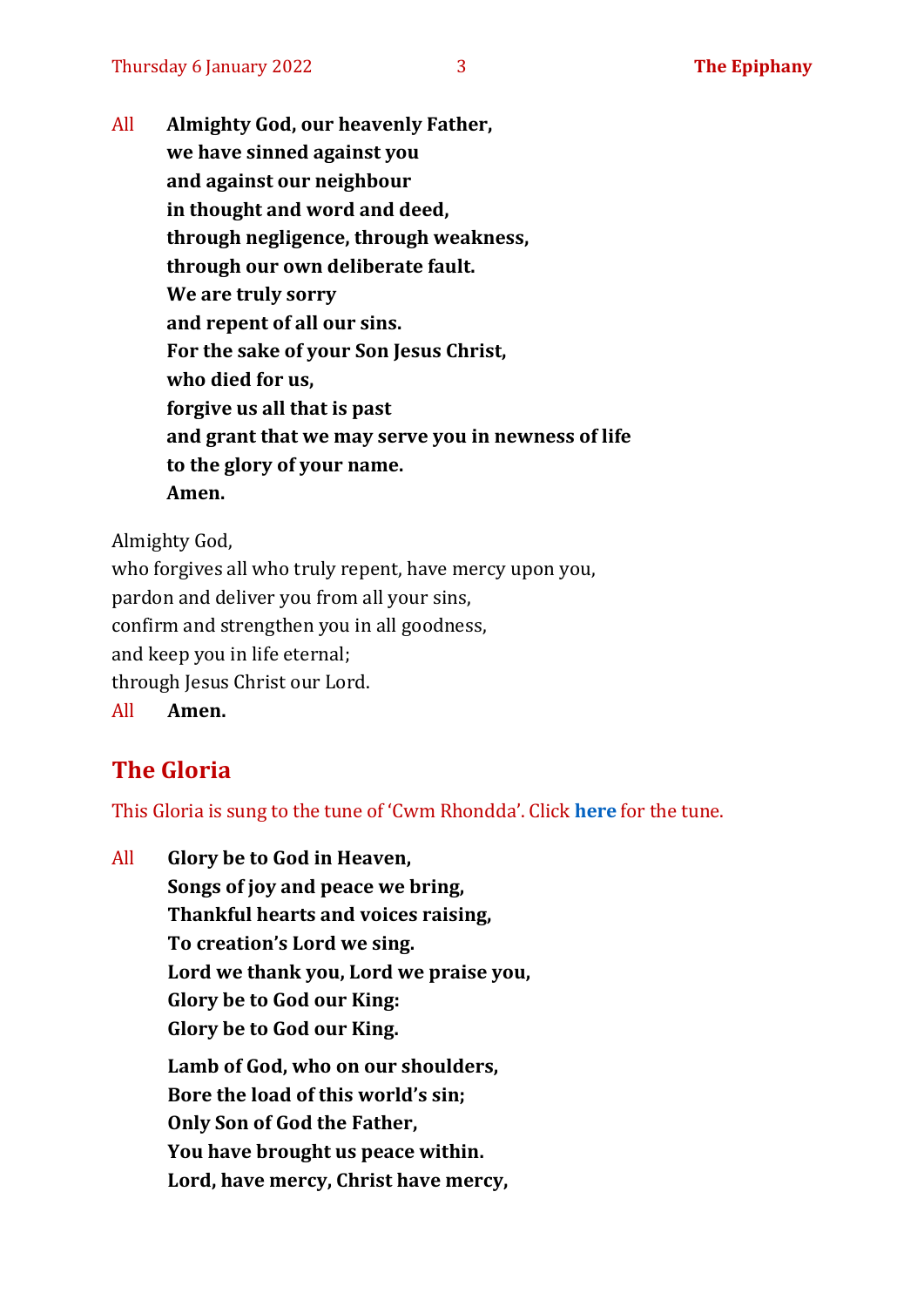All **Almighty God, our heavenly Father,**
**we have sinned against you**
**and against our neighbour**
**in thought and word and deed,**
**through negligence, through weakness,**
**through our own deliberate fault.**
**We are truly sorry**
**and repent of all our sins.**
**For the sake of your Son Jesus Christ,**
**who died for us,**
**forgive us all that is past**
**and grant that we may serve you in newness of life**
**to the glory of your name.**
**Amen.**

Almighty God,
who forgives all who truly repent, have mercy upon you,
pardon and deliver you from all your sins,
confirm and strengthen you in all goodness,
and keep you in life eternal;
through Jesus Christ our Lord.

All **Amen.**

## The Gloria

This Gloria is sung to the tune of 'Cwm Rhondda'. Click **here** for the tune.

All **Glory be to God in Heaven,**
**Songs of joy and peace we bring,**
**Thankful hearts and voices raising,**
**To creation's Lord we sing.**
**Lord we thank you, Lord we praise you,**
**Glory be to God our King:**
**Glory be to God our King.**

**Lamb of God, who on our shoulders,**
**Bore the load of this world's sin;**
**Only Son of God the Father,**
**You have brought us peace within.**
**Lord, have mercy, Christ have mercy,**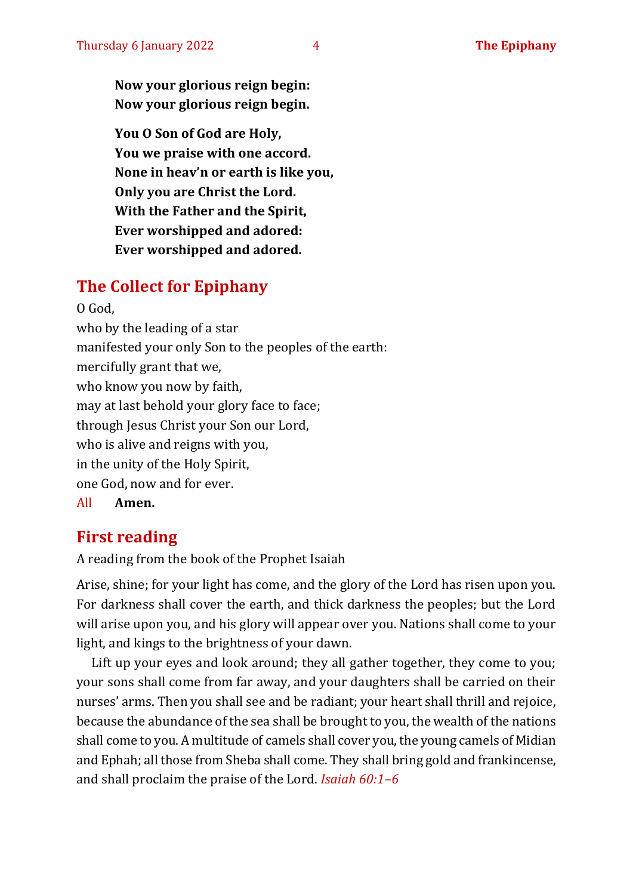**Now your glorious reign begin:**
**Now your glorious reign begin.**

**You O Son of God are Holy,**
**You we praise with one accord.**
**None in heav'n or earth is like you,**
**Only you are Christ the Lord.**
**With the Father and the Spirit,**
**Ever worshipped and adored:**
**Ever worshipped and adored.**

## The Collect for Epiphany

O God,
who by the leading of a star
manifested your only Son to the peoples of the earth:
mercifully grant that we,
who know you now by faith,
may at last behold your glory face to face;
through Jesus Christ your Son our Lord,
who is alive and reigns with you,
in the unity of the Holy Spirit,
one God, now and for ever.
All **Amen.**

## First reading

A reading from the book of the Prophet Isaiah

Arise, shine; for your light has come, and the glory of the Lord has risen upon you. For darkness shall cover the earth, and thick darkness the peoples; but the Lord will arise upon you, and his glory will appear over you. Nations shall come to your light, and kings to the brightness of your dawn.

Lift up your eyes and look around; they all gather together, they come to you; your sons shall come from far away, and your daughters shall be carried on their nurses' arms. Then you shall see and be radiant; your heart shall thrill and rejoice, because the abundance of the sea shall be brought to you, the wealth of the nations shall come to you. A multitude of camels shall cover you, the young camels of Midian and Ephah; all those from Sheba shall come. They shall bring gold and frankincense, and shall proclaim the praise of the Lord. *Isaiah 60:1–6*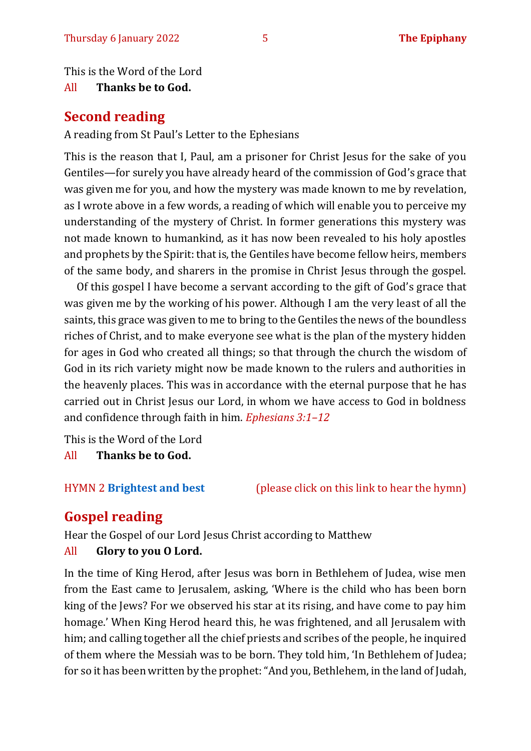This is the Word of the Lord

All **Thanks be to God.**

## Second reading

A reading from St Paul's Letter to the Ephesians

This is the reason that I, Paul, am a prisoner for Christ Jesus for the sake of you Gentiles—for surely you have already heard of the commission of God's grace that was given me for you, and how the mystery was made known to me by revelation, as I wrote above in a few words, a reading of which will enable you to perceive my understanding of the mystery of Christ. In former generations this mystery was not made known to humankind, as it has now been revealed to his holy apostles and prophets by the Spirit: that is, the Gentiles have become fellow heirs, members of the same body, and sharers in the promise in Christ Jesus through the gospel.

Of this gospel I have become a servant according to the gift of God's grace that was given me by the working of his power. Although I am the very least of all the saints, this grace was given to me to bring to the Gentiles the news of the boundless riches of Christ, and to make everyone see what is the plan of the mystery hidden for ages in God who created all things; so that through the church the wisdom of God in its rich variety might now be made known to the rulers and authorities in the heavenly places. This was in accordance with the eternal purpose that he has carried out in Christ Jesus our Lord, in whom we have access to God in boldness and confidence through faith in him. *Ephesians 3:1–12*

This is the Word of the Lord

All **Thanks be to God.**

HYMN 2 **Brightest and best** (please click on this link to hear the hymn)

## Gospel reading

Hear the Gospel of our Lord Jesus Christ according to Matthew

All **Glory to you O Lord.**

In the time of King Herod, after Jesus was born in Bethlehem of Judea, wise men from the East came to Jerusalem, asking, 'Where is the child who has been born king of the Jews? For we observed his star at its rising, and have come to pay him homage.' When King Herod heard this, he was frightened, and all Jerusalem with him; and calling together all the chief priests and scribes of the people, he inquired of them where the Messiah was to be born. They told him, 'In Bethlehem of Judea; for so it has been written by the prophet: "And you, Bethlehem, in the land of Judah,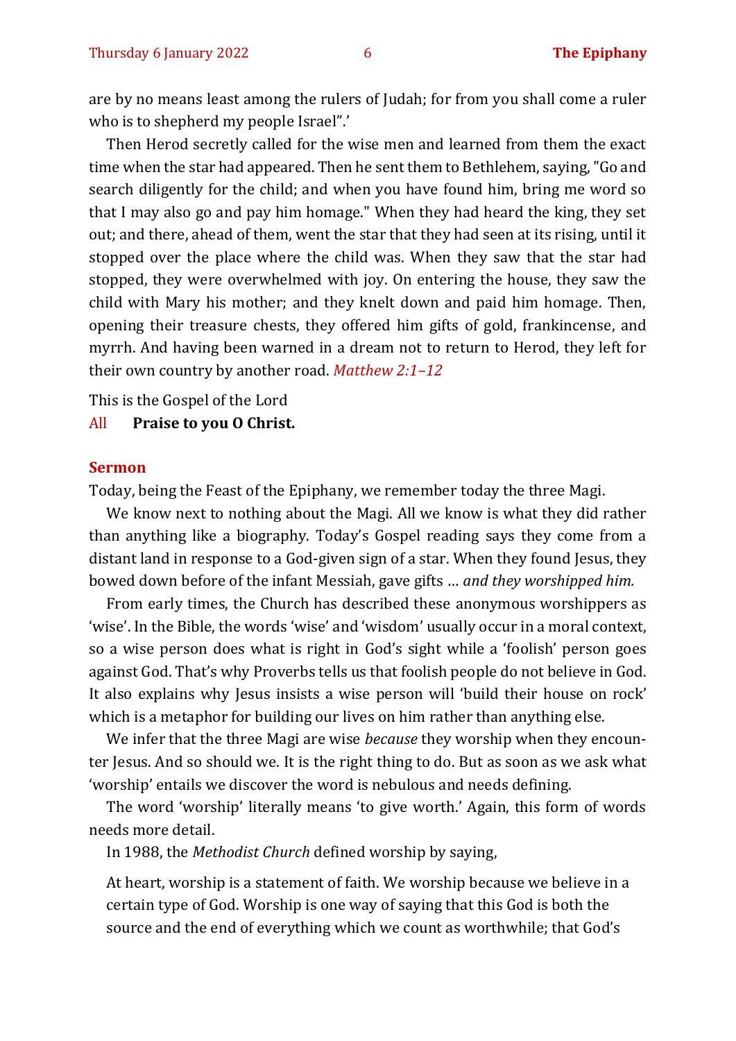are by no means least among the rulers of Judah; for from you shall come a ruler who is to shepherd my people Israel".'

Then Herod secretly called for the wise men and learned from them the exact time when the star had appeared. Then he sent them to Bethlehem, saying, "Go and search diligently for the child; and when you have found him, bring me word so that I may also go and pay him homage." When they had heard the king, they set out; and there, ahead of them, went the star that they had seen at its rising, until it stopped over the place where the child was. When they saw that the star had stopped, they were overwhelmed with joy. On entering the house, they saw the child with Mary his mother; and they knelt down and paid him homage. Then, opening their treasure chests, they offered him gifts of gold, frankincense, and myrrh. And having been warned in a dream not to return to Herod, they left for their own country by another road. *Matthew 2:1–12*

This is the Gospel of the Lord

All **Praise to you O Christ.**

## Sermon

Today, being the Feast of the Epiphany, we remember today the three Magi.

We know next to nothing about the Magi. All we know is what they did rather than anything like a biography. Today's Gospel reading says they come from a distant land in response to a God-given sign of a star. When they found Jesus, they bowed down before of the infant Messiah, gave gifts … *and they worshipped him.*

From early times, the Church has described these anonymous worshippers as 'wise'. In the Bible, the words 'wise' and 'wisdom' usually occur in a moral context, so a wise person does what is right in God's sight while a 'foolish' person goes against God. That's why Proverbs tells us that foolish people do not believe in God. It also explains why Jesus insists a wise person will 'build their house on rock' which is a metaphor for building our lives on him rather than anything else.

We infer that the three Magi are wise *because* they worship when they encounter Jesus. And so should we. It is the right thing to do. But as soon as we ask what 'worship' entails we discover the word is nebulous and needs defining.

The word 'worship' literally means 'to give worth.' Again, this form of words needs more detail.

In 1988, the *Methodist Church* defined worship by saying,

> At heart, worship is a statement of faith. We worship because we believe in a certain type of God. Worship is one way of saying that this God is both the source and the end of everything which we count as worthwhile; that God's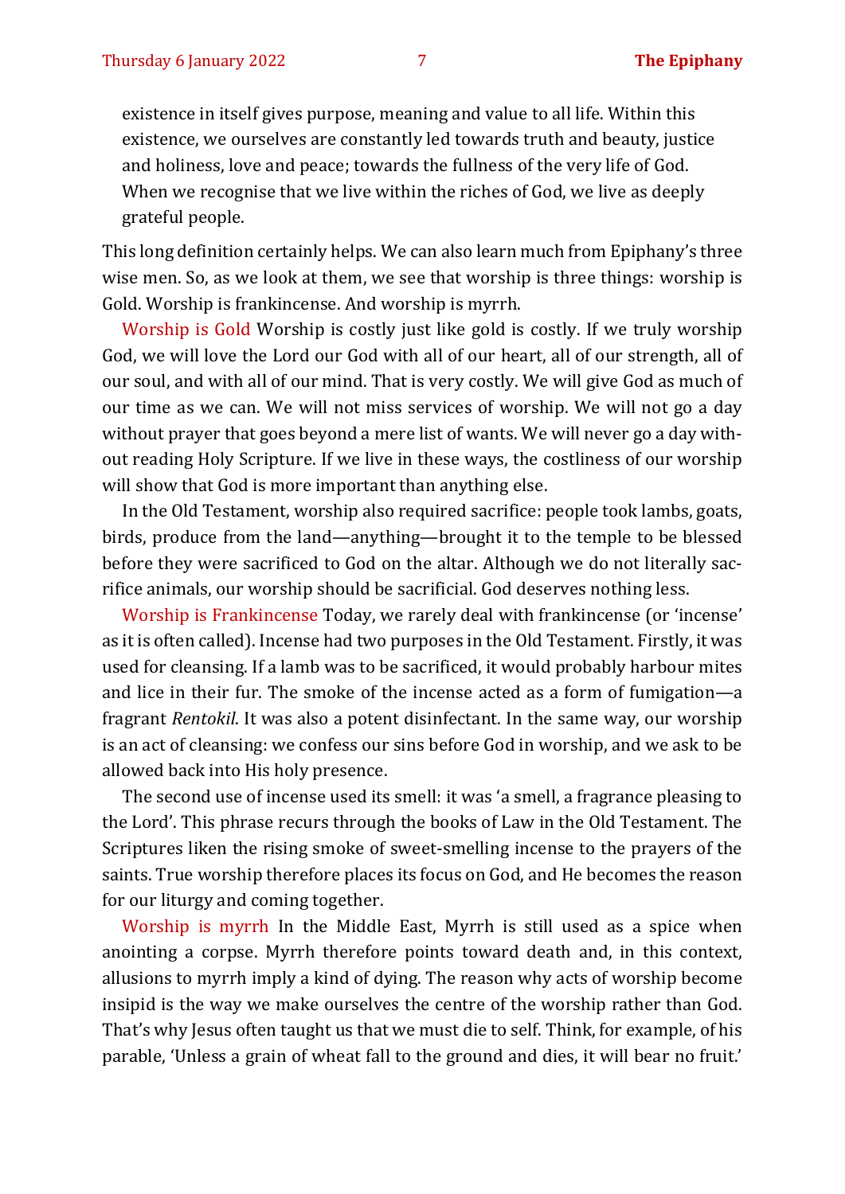existence in itself gives purpose, meaning and value to all life. Within this existence, we ourselves are constantly led towards truth and beauty, justice and holiness, love and peace; towards the fullness of the very life of God. When we recognise that we live within the riches of God, we live as deeply grateful people.

This long definition certainly helps. We can also learn much from Epiphany's three wise men. So, as we look at them, we see that worship is three things: worship is Gold. Worship is frankincense. And worship is myrrh.

Worship is Gold Worship is costly just like gold is costly. If we truly worship God, we will love the Lord our God with all of our heart, all of our strength, all of our soul, and with all of our mind. That is very costly. We will give God as much of our time as we can. We will not miss services of worship. We will not go a day without prayer that goes beyond a mere list of wants. We will never go a day without reading Holy Scripture. If we live in these ways, the costliness of our worship will show that God is more important than anything else.

In the Old Testament, worship also required sacrifice: people took lambs, goats, birds, produce from the land—anything—brought it to the temple to be blessed before they were sacrificed to God on the altar. Although we do not literally sacrifice animals, our worship should be sacrificial. God deserves nothing less.

Worship is Frankincense Today, we rarely deal with frankincense (or 'incense' as it is often called). Incense had two purposes in the Old Testament. Firstly, it was used for cleansing. If a lamb was to be sacrificed, it would probably harbour mites and lice in their fur. The smoke of the incense acted as a form of fumigation—a fragrant *Rentokil*. It was also a potent disinfectant. In the same way, our worship is an act of cleansing: we confess our sins before God in worship, and we ask to be allowed back into His holy presence.

The second use of incense used its smell: it was 'a smell, a fragrance pleasing to the Lord'. This phrase recurs through the books of Law in the Old Testament. The Scriptures liken the rising smoke of sweet-smelling incense to the prayers of the saints. True worship therefore places its focus on God, and He becomes the reason for our liturgy and coming together.

Worship is myrrh In the Middle East, Myrrh is still used as a spice when anointing a corpse. Myrrh therefore points toward death and, in this context, allusions to myrrh imply a kind of dying. The reason why acts of worship become insipid is the way we make ourselves the centre of the worship rather than God. That's why Jesus often taught us that we must die to self. Think, for example, of his parable, 'Unless a grain of wheat fall to the ground and dies, it will bear no fruit.'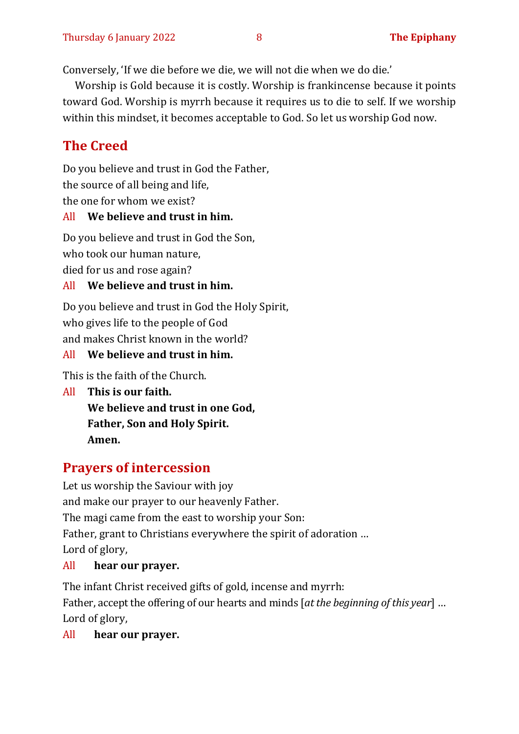Conversely, 'If we die before we die, we will not die when we do die.'

Worship is Gold because it is costly. Worship is frankincense because it points toward God. Worship is myrrh because it requires us to die to self. If we worship within this mindset, it becomes acceptable to God. So let us worship God now.

## The Creed

Do you believe and trust in God the Father,
the source of all being and life,
the one for whom we exist?

All **We believe and trust in him.**

Do you believe and trust in God the Son,
who took our human nature,
died for us and rose again?

All **We believe and trust in him.**

Do you believe and trust in God the Holy Spirit,
who gives life to the people of God
and makes Christ known in the world?

All **We believe and trust in him.**

This is the faith of the Church.

All **This is our faith.**
**We believe and trust in one God,**
**Father, Son and Holy Spirit.**
**Amen.**

## Prayers of intercession

Let us worship the Saviour with joy
and make our prayer to our heavenly Father.
The magi came from the east to worship your Son:
Father, grant to Christians everywhere the spirit of adoration …
Lord of glory,

All **hear our prayer.**

The infant Christ received gifts of gold, incense and myrrh:
Father, accept the offering of our hearts and minds [*at the beginning of this year*] …
Lord of glory,

All **hear our prayer.**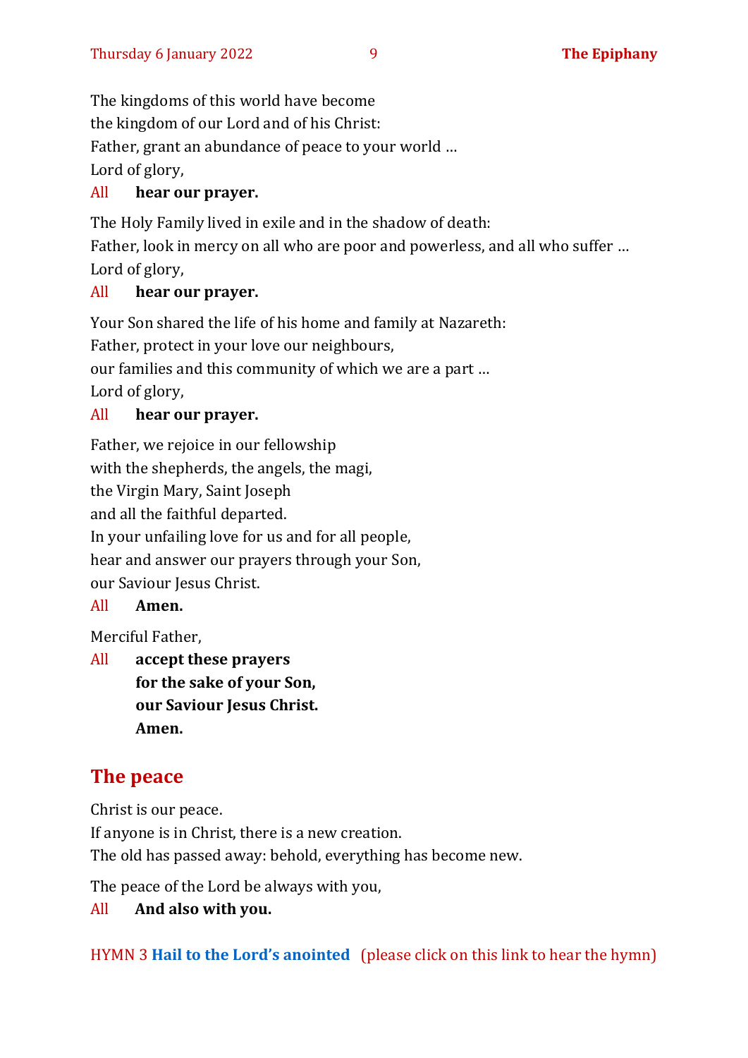The kingdoms of this world have become
the kingdom of our Lord and of his Christ:
Father, grant an abundance of peace to your world …
Lord of glory,

All **hear our prayer.**

The Holy Family lived in exile and in the shadow of death:
Father, look in mercy on all who are poor and powerless, and all who suffer …
Lord of glory,

All **hear our prayer.**

Your Son shared the life of his home and family at Nazareth:
Father, protect in your love our neighbours,
our families and this community of which we are a part …
Lord of glory,

All **hear our prayer.**

Father, we rejoice in our fellowship
with the shepherds, the angels, the magi,
the Virgin Mary, Saint Joseph
and all the faithful departed.
In your unfailing love for us and for all people,
hear and answer our prayers through your Son,
our Saviour Jesus Christ.

All **Amen.**

Merciful Father,

All **accept these prayers**
**for the sake of your Son,**
**our Saviour Jesus Christ.**
**Amen.**

## The peace

Christ is our peace.
If anyone is in Christ, there is a new creation.
The old has passed away: behold, everything has become new.

The peace of the Lord be always with you,

All **And also with you.**

HYMN 3 **Hail to the Lord's anointed** (please click on this link to hear the hymn)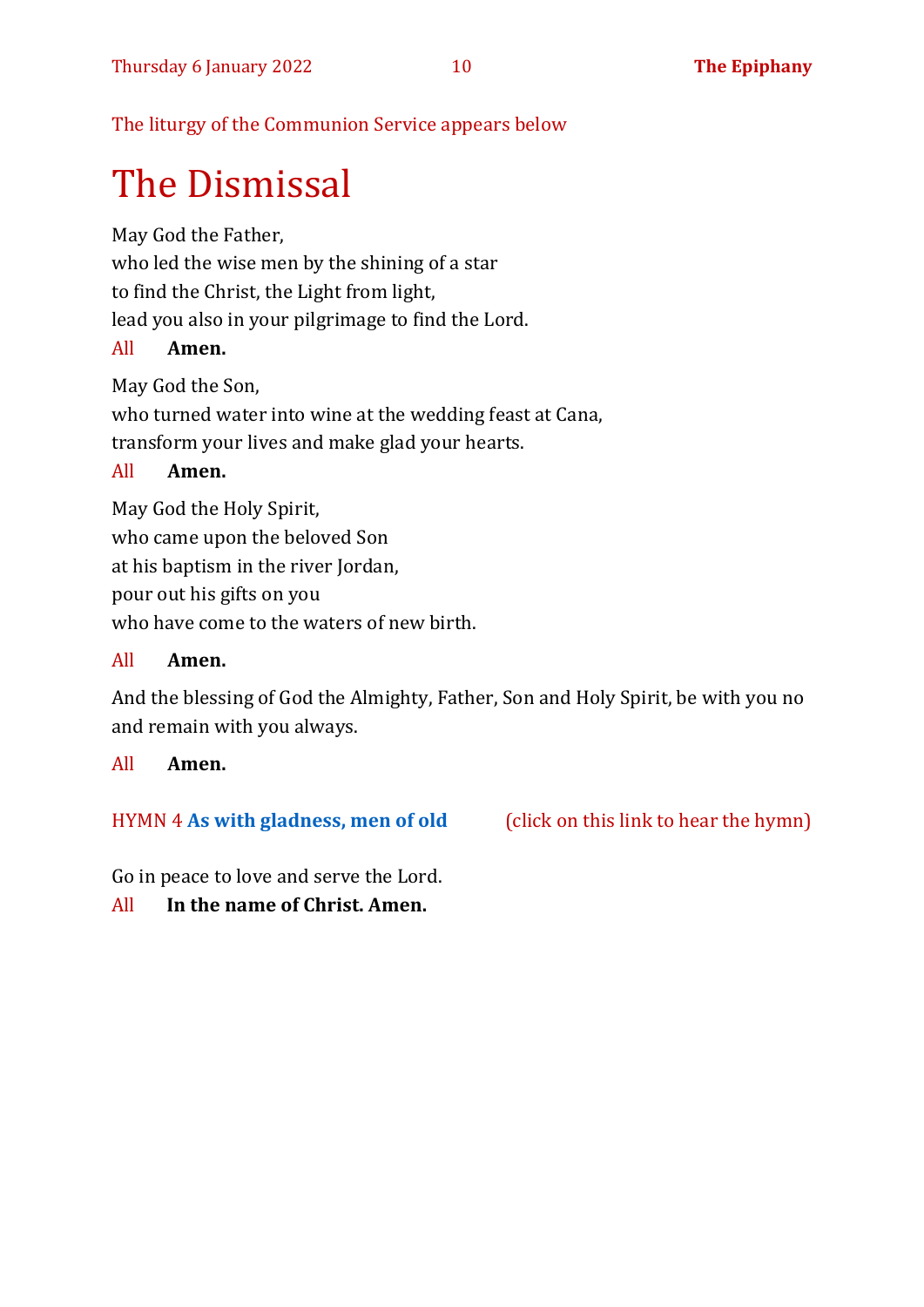The liturgy of the Communion Service appears below

# The Dismissal

May God the Father,
who led the wise men by the shining of a star
to find the Christ, the Light from light,
lead you also in your pilgrimage to find the Lord.

All **Amen.**

May God the Son,
who turned water into wine at the wedding feast at Cana,
transform your lives and make glad your hearts.

All **Amen.**

May God the Holy Spirit,
who came upon the beloved Son
at his baptism in the river Jordan,
pour out his gifts on you
who have come to the waters of new birth.

All **Amen.**

And the blessing of God the Almighty, Father, Son and Holy Spirit, be with you no and remain with you always.

All **Amen.**

HYMN 4 **As with gladness, men of old** (click on this link to hear the hymn)

Go in peace to love and serve the Lord.

All **In the name of Christ. Amen.**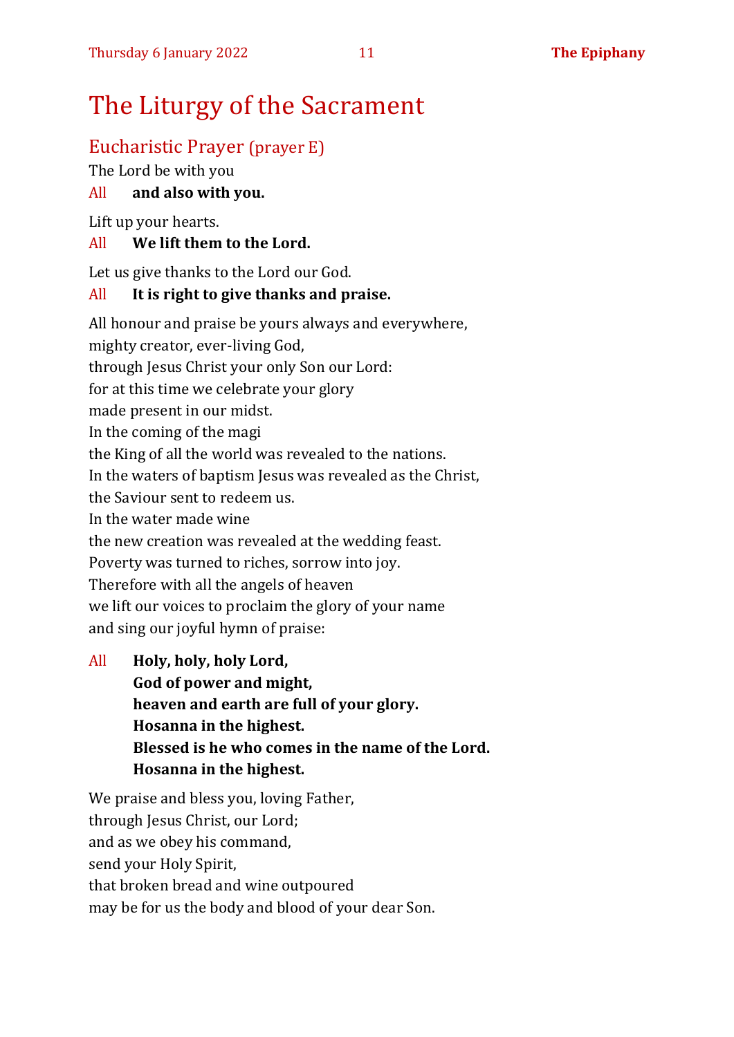# The Liturgy of the Sacrament

## Eucharistic Prayer (prayer E)

The Lord be with you

All **and also with you.**

Lift up your hearts.

All **We lift them to the Lord.**

Let us give thanks to the Lord our God.

All **It is right to give thanks and praise.**

All honour and praise be yours always and everywhere,
mighty creator, ever-living God,
through Jesus Christ your only Son our Lord:
for at this time we celebrate your glory
made present in our midst.
In the coming of the magi
the King of all the world was revealed to the nations.
In the waters of baptism Jesus was revealed as the Christ,
the Saviour sent to redeem us.
In the water made wine
the new creation was revealed at the wedding feast.
Poverty was turned to riches, sorrow into joy.
Therefore with all the angels of heaven
we lift our voices to proclaim the glory of your name
and sing our joyful hymn of praise:

All **Holy, holy, holy Lord,**
**God of power and might,**
**heaven and earth are full of your glory.**
**Hosanna in the highest.**
**Blessed is he who comes in the name of the Lord.**
**Hosanna in the highest.**

We praise and bless you, loving Father,
through Jesus Christ, our Lord;
and as we obey his command,
send your Holy Spirit,
that broken bread and wine outpoured
may be for us the body and blood of your dear Son.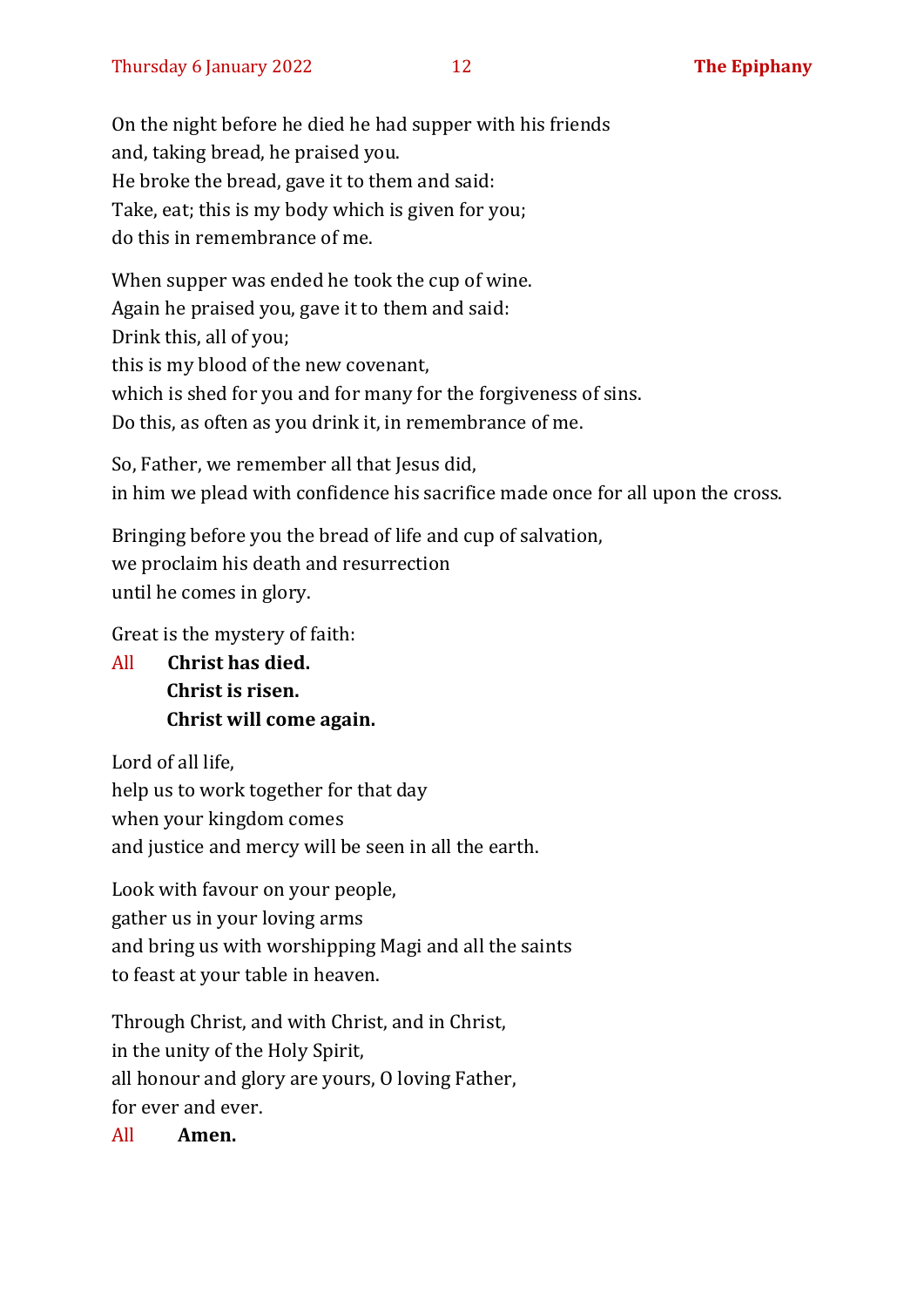On the night before he died he had supper with his friends
and, taking bread, he praised you.
He broke the bread, gave it to them and said:
Take, eat; this is my body which is given for you;
do this in remembrance of me.

When supper was ended he took the cup of wine.
Again he praised you, gave it to them and said:
Drink this, all of you;
this is my blood of the new covenant,
which is shed for you and for many for the forgiveness of sins.
Do this, as often as you drink it, in remembrance of me.

So, Father, we remember all that Jesus did,
in him we plead with confidence his sacrifice made once for all upon the cross.

Bringing before you the bread of life and cup of salvation,
we proclaim his death and resurrection
until he comes in glory.

Great is the mystery of faith:

All **Christ has died.**
**Christ is risen.**
**Christ will come again.**

Lord of all life,
help us to work together for that day
when your kingdom comes
and justice and mercy will be seen in all the earth.

Look with favour on your people,
gather us in your loving arms
and bring us with worshipping Magi and all the saints
to feast at your table in heaven.

Through Christ, and with Christ, and in Christ,
in the unity of the Holy Spirit,
all honour and glory are yours, O loving Father,
for ever and ever.

All **Amen.**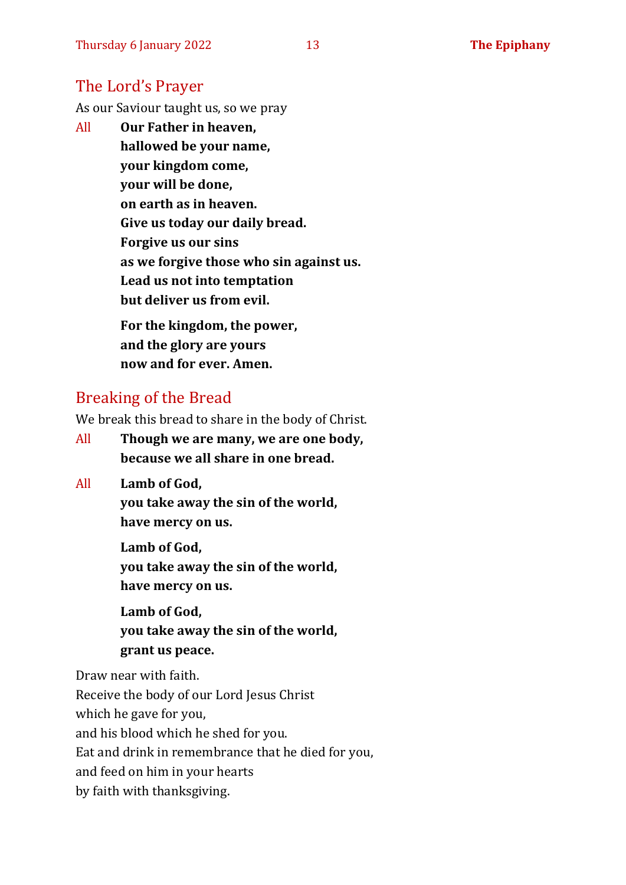## The Lord's Prayer

As our Saviour taught us, so we pray

All **Our Father in heaven,**
**hallowed be your name,**
**your kingdom come,**
**your will be done,**
**on earth as in heaven.**
**Give us today our daily bread.**
**Forgive us our sins**
**as we forgive those who sin against us.**
**Lead us not into temptation**
**but deliver us from evil.**

**For the kingdom, the power,**
**and the glory are yours**
**now and for ever. Amen.**

## Breaking of the Bread

We break this bread to share in the body of Christ.

All **Though we are many, we are one body,**
**because we all share in one bread.**

All **Lamb of God,**
**you take away the sin of the world,**
**have mercy on us.**

**Lamb of God,**
**you take away the sin of the world,**
**have mercy on us.**

**Lamb of God,**
**you take away the sin of the world,**
**grant us peace.**

Draw near with faith.
Receive the body of our Lord Jesus Christ
which he gave for you,
and his blood which he shed for you.
Eat and drink in remembrance that he died for you,
and feed on him in your hearts
by faith with thanksgiving.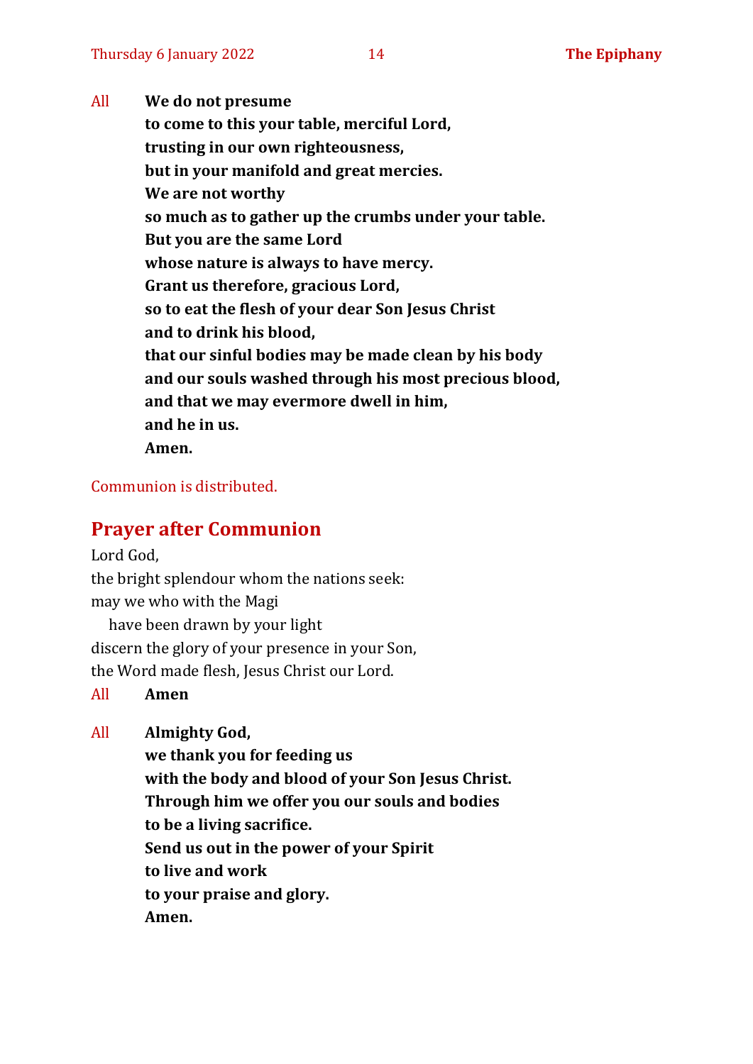All **We do not presume**
**to come to this your table, merciful Lord,**
**trusting in our own righteousness,**
**but in your manifold and great mercies.**
**We are not worthy**
**so much as to gather up the crumbs under your table.**
**But you are the same Lord**
**whose nature is always to have mercy.**
**Grant us therefore, gracious Lord,**
**so to eat the flesh of your dear Son Jesus Christ**
**and to drink his blood,**
**that our sinful bodies may be made clean by his body**
**and our souls washed through his most precious blood,**
**and that we may evermore dwell in him,**
**and he in us.**
**Amen.**

Communion is distributed.

## Prayer after Communion

Lord God,
the bright splendour whom the nations seek:
may we who with the Magi
have been drawn by your light
discern the glory of your presence in your Son,
the Word made flesh, Jesus Christ our Lord.

All **Amen**

All **Almighty God,**
**we thank you for feeding us**
**with the body and blood of your Son Jesus Christ.**
**Through him we offer you our souls and bodies**
**to be a living sacrifice.**
**Send us out in the power of your Spirit**
**to live and work**
**to your praise and glory.**
**Amen.**